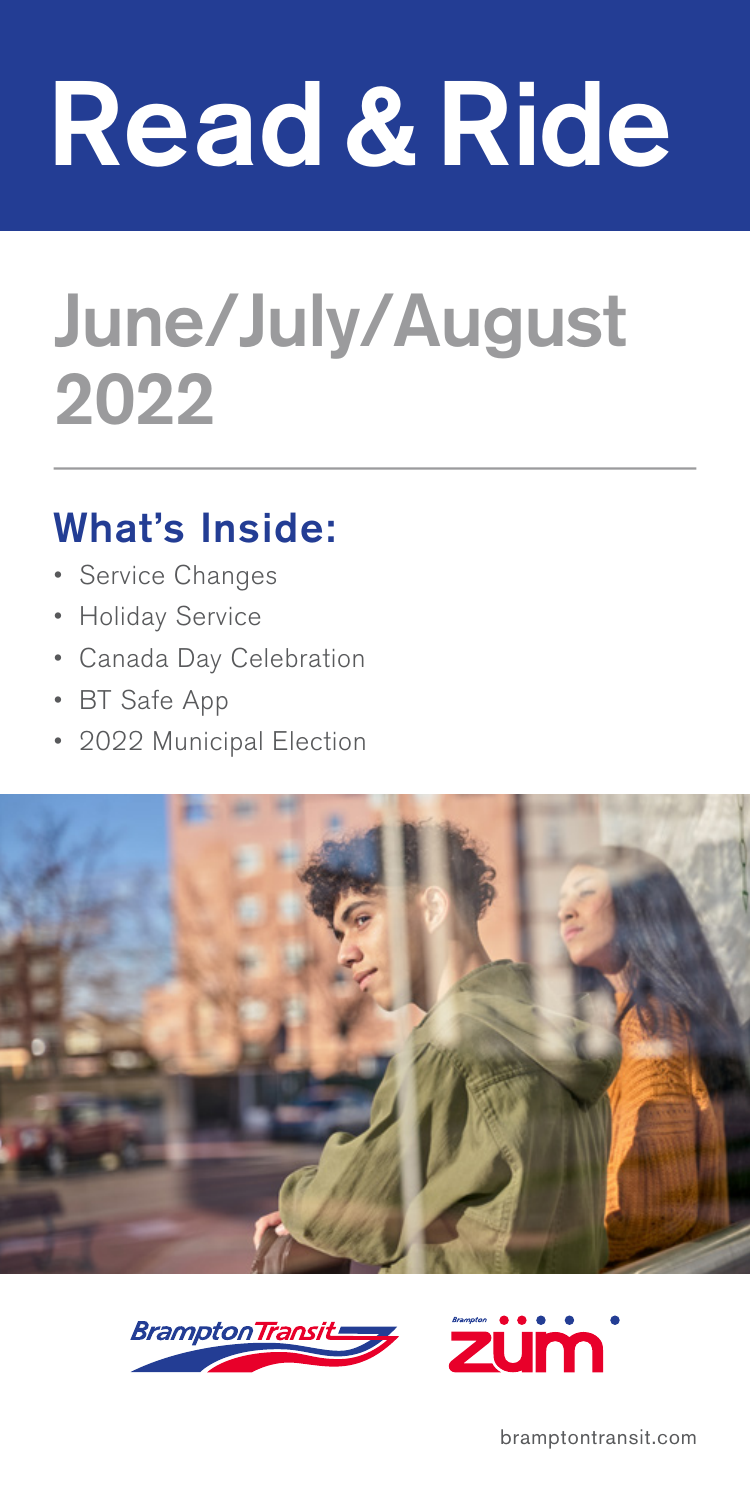# Read & Ride

## June/July/August 2022

### What's Inside:

- Service Changes
- Holiday Service
- Canada Day Celebration
- BT Safe App
- 2022 Municipal Election

bramptontransit.com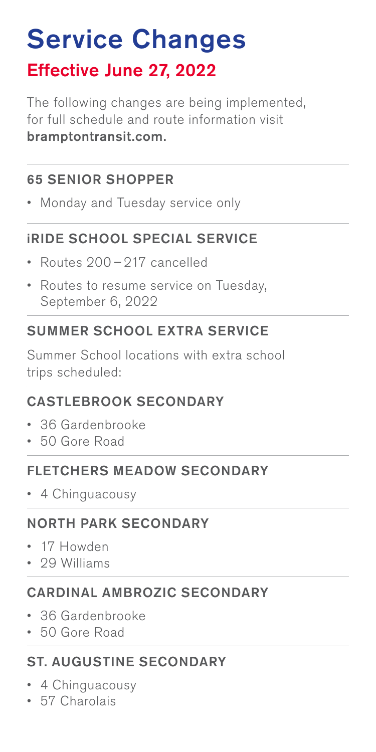# Service Changes

## Effective June 27, 2022

The following changes are being implemented, for full schedule and route information visit **bramptontransit.com.**

### 65 SENIOR SHOPPER

- Monday and Tuesday service only

### iRIDE SCHOOL SPECIAL SERVICE

- Routes 200 – 217 cancelled
- Routes to resume service on Tuesday, September 6, 2022

### SUMMER SCHOOL EXTRA SERVICE

Summer School locations with extra school trips scheduled:

### CASTLEBROOK SECONDARY

- 36 Gardenbrooke
- 50 Gore Road

### FLETCHERS MEADOW SECONDARY

- 4 Chinguacousy

### NORTH PARK SECONDARY

- 17 Howden
- 29 Williams

### CARDINAL AMBROZIC SECONDARY

- 36 Gardenbrooke
- 50 Gore Road

### ST. AUGUSTINE SECONDARY

- 4 Chinguacousy
- 57 Charolais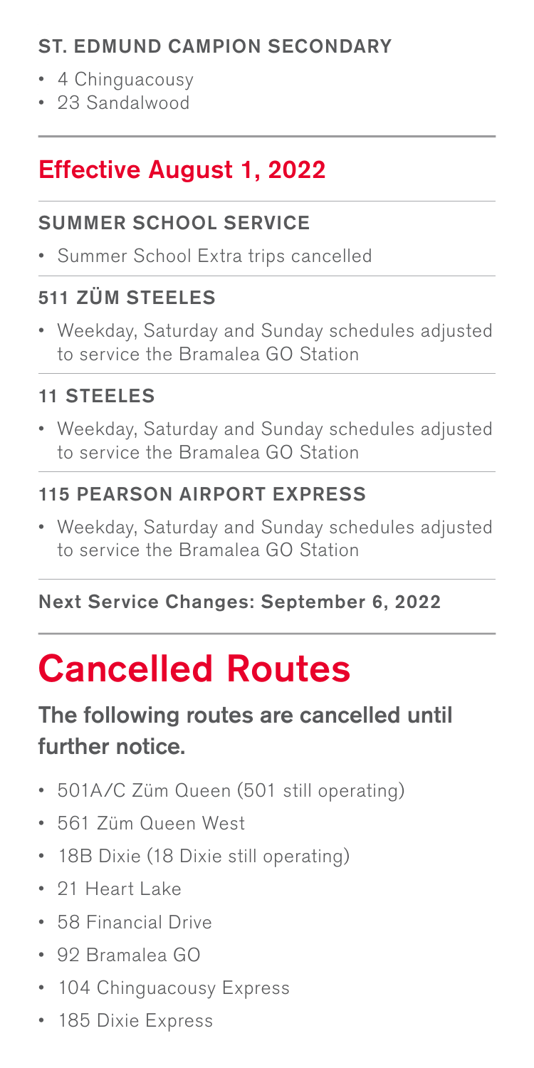### ST. EDMUND CAMPION SECONDARY

- 4 Chinguacousy
- 23 Sandalwood

## Effective August 1, 2022

### SUMMER SCHOOL SERVICE

- Summer School Extra trips cancelled

### 511 ZÜM STEELES

- Weekday, Saturday and Sunday schedules adjusted to service the Bramalea GO Station

### 11 STEELES

- Weekday, Saturday and Sunday schedules adjusted to service the Bramalea GO Station

### 115 PEARSON AIRPORT EXPRESS

- Weekday, Saturday and Sunday schedules adjusted to service the Bramalea GO Station

**Next Service Changes: September 6, 2022**

# Cancelled Routes

### The following routes are cancelled until further notice.

- 501A/C Züm Queen (501 still operating)
- 561 Züm Queen West
- 18B Dixie (18 Dixie still operating)
- 21 Heart Lake
- 58 Financial Drive
- 92 Bramalea GO
- 104 Chinguacousy Express
- 185 Dixie Express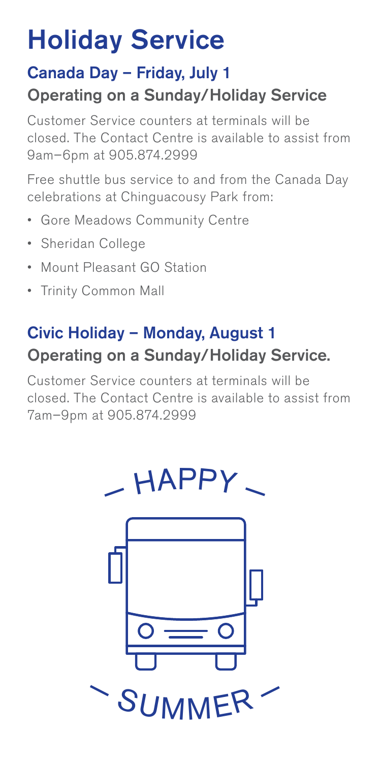# Holiday Service

## Canada Day – Friday, July 1

### Operating on a Sunday/Holiday Service

Customer Service counters at terminals will be closed. The Contact Centre is available to assist from 9am–6pm at 905.874.2999

Free shuttle bus service to and from the Canada Day celebrations at Chinguacousy Park from:

- Gore Meadows Community Centre
- Sheridan College
- Mount Pleasant GO Station
- Trinity Common Mall

## Civic Holiday – Monday, August 1

### Operating on a Sunday/Holiday Service.

Customer Service counters at terminals will be closed. The Contact Centre is available to assist from 7am–9pm at 905.874.2999

HAPPY

SUMMER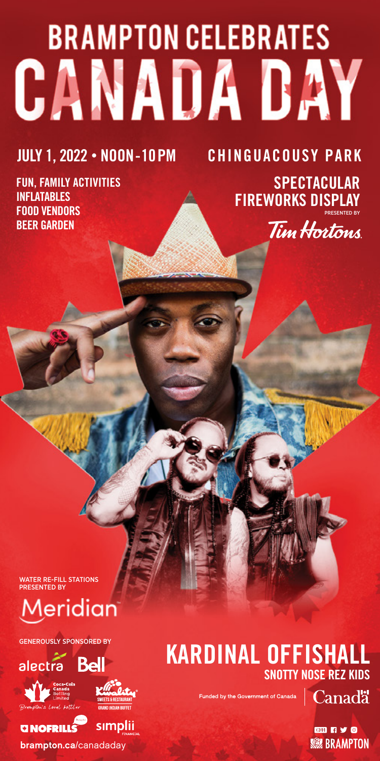# BRAMPTON CELEBRATES CANADA DAY

**JULY 1, 2022 • NOON-10PM**

**CHINGUACOUSY PARK**

**FUN, FAMILY ACTIVITIES**
**INFLATABLES**
**FOOD VENDORS**
**BEER GARDEN**

**SPECTACULAR FIREWORKS DISPLAY**
PRESENTED BY
Tim Hortons

WATER RE-FILL STATIONS PRESENTED BY
Meridian

GENEROUSLY SPONSORED BY
alectra
Bell
Coca-Cola Canada Bottling Limited
Brampton's Local Bottler
Kwality Sweets & Restaurant Grand Indian Buffet
NOFRILLS
simplii FINANCIAL

## KARDINAL OFFISHALL

**SNOTTY NOSE REZ KIDS**

Funded by the Government of Canada | Canada

brampton.ca/canadaday

311
BRAMPTON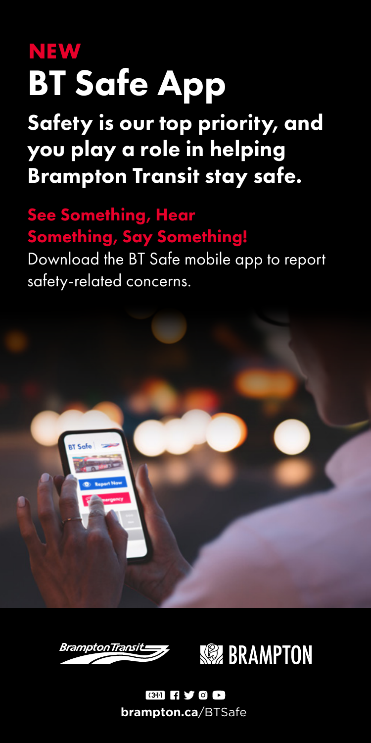**NEW**

# BT Safe App

## Safety is our top priority, and you play a role in helping Brampton Transit stay safe.

**See Something, Hear Something, Say Something!**

Download the BT Safe mobile app to report safety-related concerns.

Brampton Transit

BRAMPTON

**brampton.ca**/BTSafe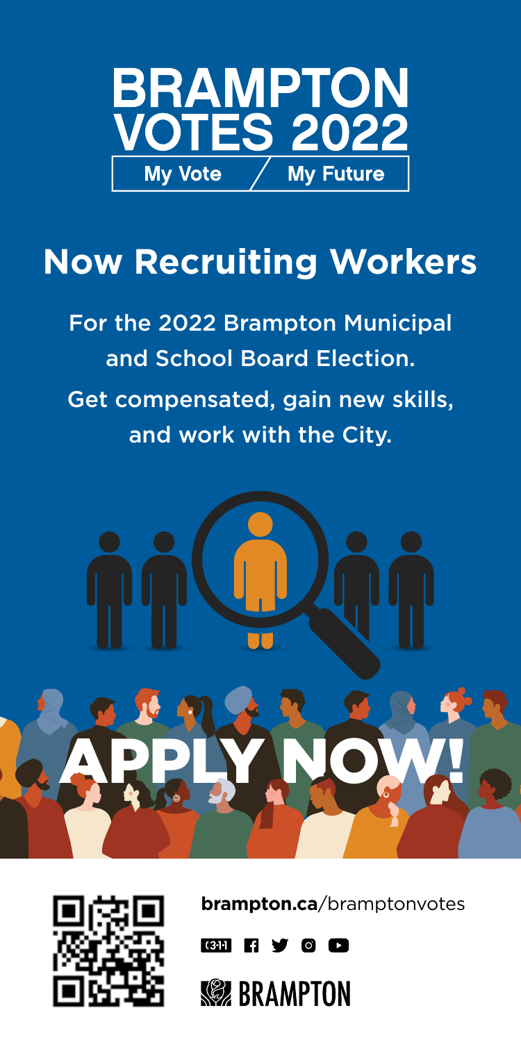# BRAMPTON VOTES 2022

My Vote / My Future

## Now Recruiting Workers

For the 2022 Brampton Municipal and School Board Election.

Get compensated, gain new skills, and work with the City.

**APPLY NOW!**

**brampton.ca**/bramptonvotes

311

BRAMPTON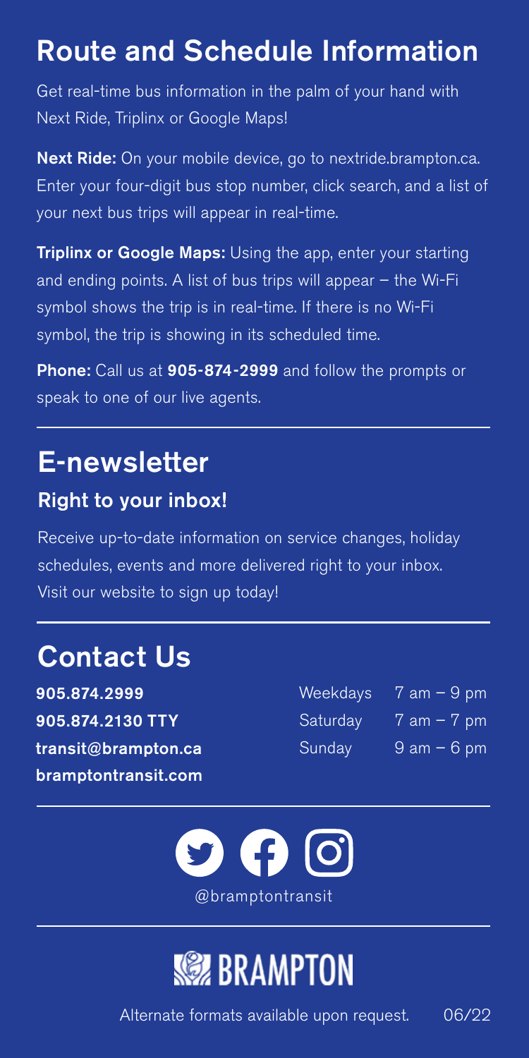## Route and Schedule Information

Get real-time bus information in the palm of your hand with Next Ride, Triplinx or Google Maps!

**Next Ride:** On your mobile device, go to nextride.brampton.ca. Enter your four-digit bus stop number, click search, and a list of your next bus trips will appear in real-time.

**Triplinx or Google Maps:** Using the app, enter your starting and ending points. A list of bus trips will appear – the Wi-Fi symbol shows the trip is in real-time. If there is no Wi-Fi symbol, the trip is showing in its scheduled time.

**Phone:** Call us at **905-874-2999** and follow the prompts or speak to one of our live agents.

## E-newsletter

### Right to your inbox!

Receive up-to-date information on service changes, holiday schedules, events and more delivered right to your inbox. Visit our website to sign up today!

## Contact Us

**905.874.2999**
**905.874.2130 TTY**
**transit@brampton.ca**
**bramptontransit.com**

| | |
|---|---|
| Weekdays | 7 am – 9 pm |
| Saturday | 7 am – 7 pm |
| Sunday | 9 am – 6 pm |

@bramptontransit

BRAMPTON

Alternate formats available upon request. 06/22